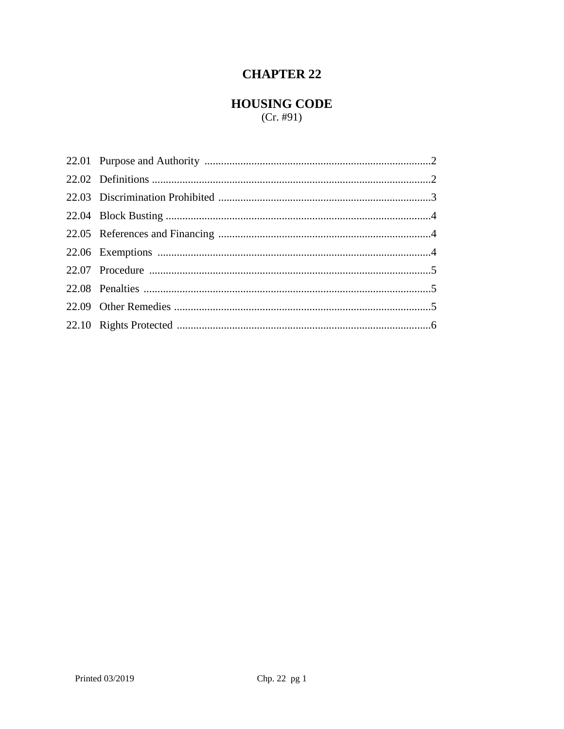# CHAPTER 22

## HOUSING CODE

(Cr. #91)

| | | |
|---|---|---|
| 22.01 | Purpose and Authority | 2 |
| 22.02 | Definitions | 2 |
| 22.03 | Discrimination Prohibited | 3 |
| 22.04 | Block Busting | 4 |
| 22.05 | References and Financing | 4 |
| 22.06 | Exemptions | 4 |
| 22.07 | Procedure | 5 |
| 22.08 | Penalties | 5 |
| 22.09 | Other Remedies | 5 |
| 22.10 | Rights Protected | 6 |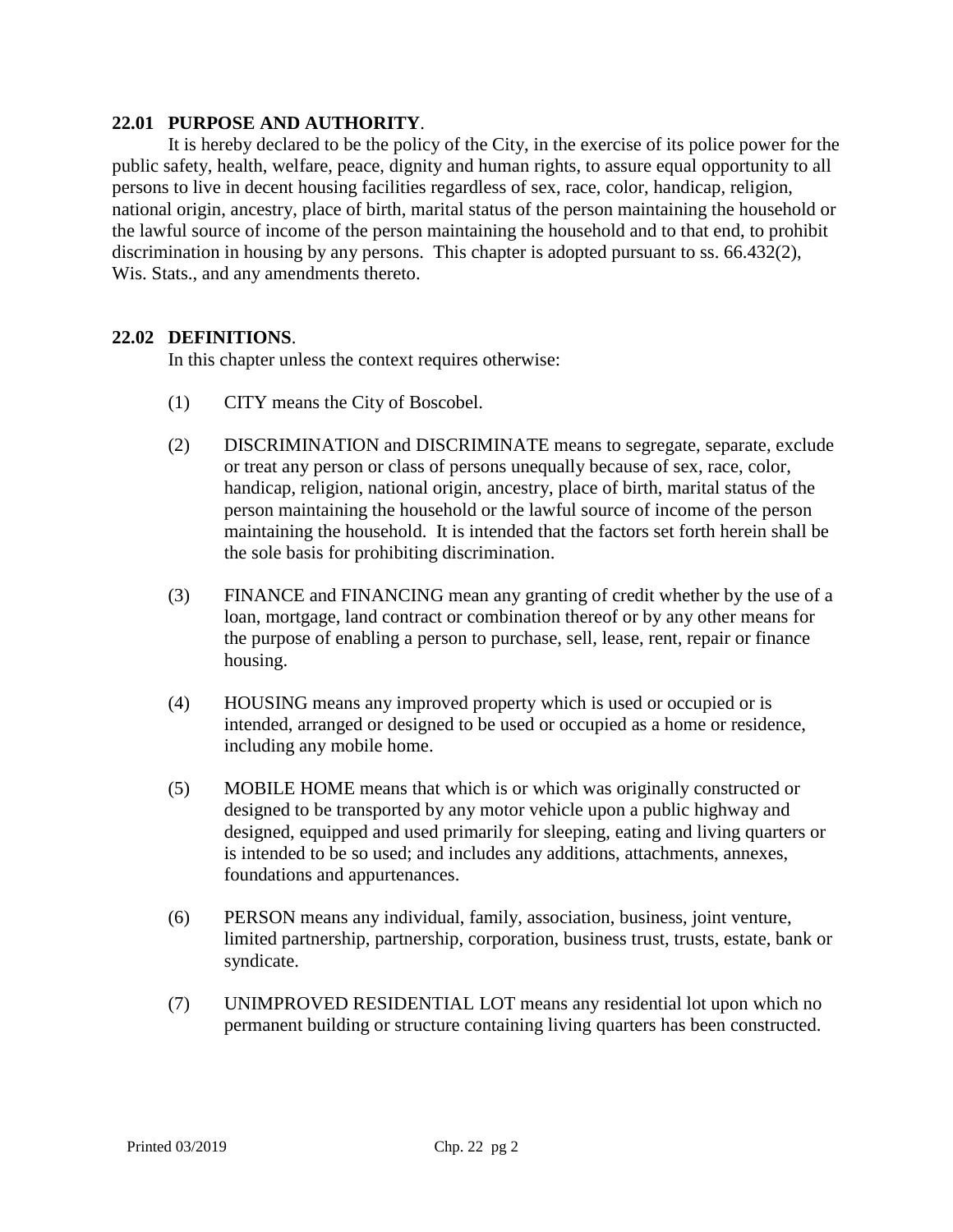**22.01 PURPOSE AND AUTHORITY**.

It is hereby declared to be the policy of the City, in the exercise of its police power for the public safety, health, welfare, peace, dignity and human rights, to assure equal opportunity to all persons to live in decent housing facilities regardless of sex, race, color, handicap, religion, national origin, ancestry, place of birth, marital status of the person maintaining the household or the lawful source of income of the person maintaining the household and to that end, to prohibit discrimination in housing by any persons. This chapter is adopted pursuant to ss. 66.432(2), Wis. Stats., and any amendments thereto.

**22.02 DEFINITIONS**.

In this chapter unless the context requires otherwise:

(1) CITY means the City of Boscobel.

(2) DISCRIMINATION and DISCRIMINATE means to segregate, separate, exclude or treat any person or class of persons unequally because of sex, race, color, handicap, religion, national origin, ancestry, place of birth, marital status of the person maintaining the household or the lawful source of income of the person maintaining the household. It is intended that the factors set forth herein shall be the sole basis for prohibiting discrimination.

(3) FINANCE and FINANCING mean any granting of credit whether by the use of a loan, mortgage, land contract or combination thereof or by any other means for the purpose of enabling a person to purchase, sell, lease, rent, repair or finance housing.

(4) HOUSING means any improved property which is used or occupied or is intended, arranged or designed to be used or occupied as a home or residence, including any mobile home.

(5) MOBILE HOME means that which is or which was originally constructed or designed to be transported by any motor vehicle upon a public highway and designed, equipped and used primarily for sleeping, eating and living quarters or is intended to be so used; and includes any additions, attachments, annexes, foundations and appurtenances.

(6) PERSON means any individual, family, association, business, joint venture, limited partnership, partnership, corporation, business trust, trusts, estate, bank or syndicate.

(7) UNIMPROVED RESIDENTIAL LOT means any residential lot upon which no permanent building or structure containing living quarters has been constructed.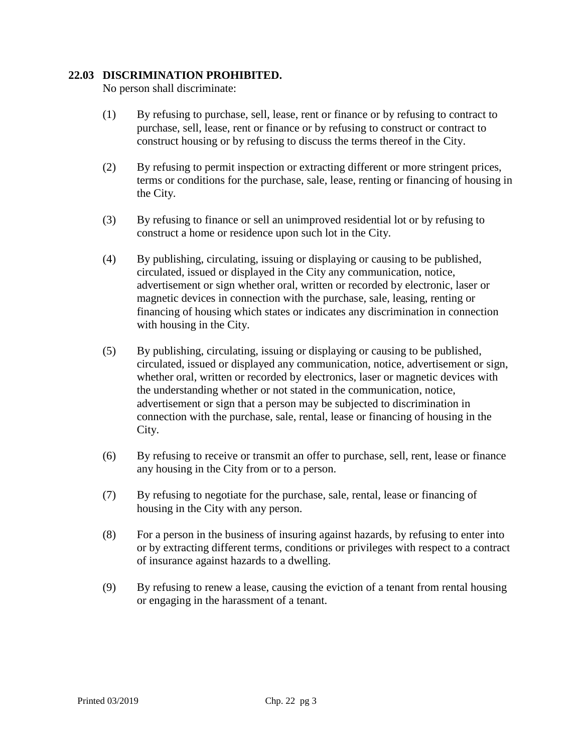### 22.03 DISCRIMINATION PROHIBITED.

No person shall discriminate:

(1) By refusing to purchase, sell, lease, rent or finance or by refusing to contract to purchase, sell, lease, rent or finance or by refusing to construct or contract to construct housing or by refusing to discuss the terms thereof in the City.

(2) By refusing to permit inspection or extracting different or more stringent prices, terms or conditions for the purchase, sale, lease, renting or financing of housing in the City.

(3) By refusing to finance or sell an unimproved residential lot or by refusing to construct a home or residence upon such lot in the City.

(4) By publishing, circulating, issuing or displaying or causing to be published, circulated, issued or displayed in the City any communication, notice, advertisement or sign whether oral, written or recorded by electronic, laser or magnetic devices in connection with the purchase, sale, leasing, renting or financing of housing which states or indicates any discrimination in connection with housing in the City.

(5) By publishing, circulating, issuing or displaying or causing to be published, circulated, issued or displayed any communication, notice, advertisement or sign, whether oral, written or recorded by electronics, laser or magnetic devices with the understanding whether or not stated in the communication, notice, advertisement or sign that a person may be subjected to discrimination in connection with the purchase, sale, rental, lease or financing of housing in the City.

(6) By refusing to receive or transmit an offer to purchase, sell, rent, lease or finance any housing in the City from or to a person.

(7) By refusing to negotiate for the purchase, sale, rental, lease or financing of housing in the City with any person.

(8) For a person in the business of insuring against hazards, by refusing to enter into or by extracting different terms, conditions or privileges with respect to a contract of insurance against hazards to a dwelling.

(9) By refusing to renew a lease, causing the eviction of a tenant from rental housing or engaging in the harassment of a tenant.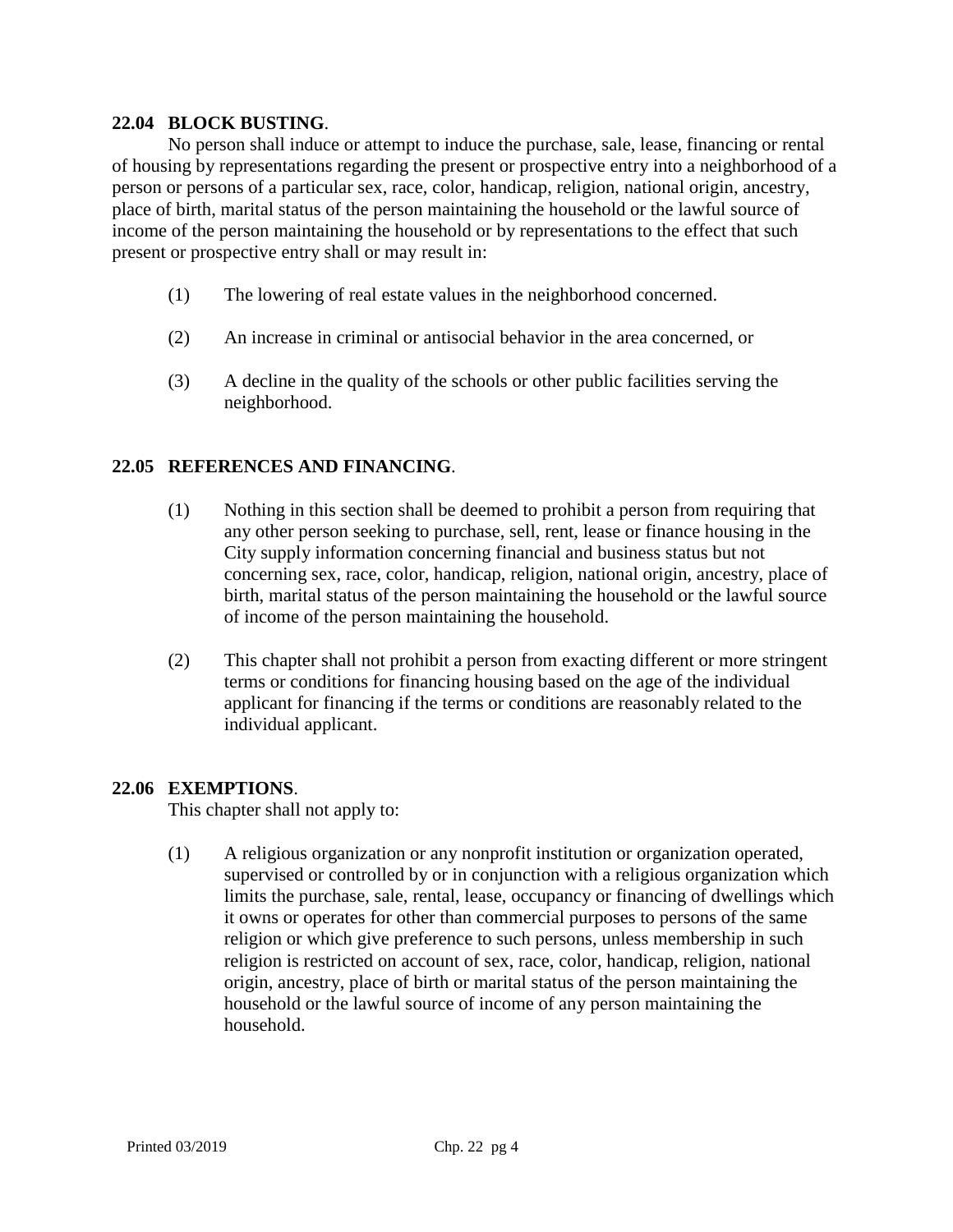**22.04 BLOCK BUSTING**.

No person shall induce or attempt to induce the purchase, sale, lease, financing or rental of housing by representations regarding the present or prospective entry into a neighborhood of a person or persons of a particular sex, race, color, handicap, religion, national origin, ancestry, place of birth, marital status of the person maintaining the household or the lawful source of income of the person maintaining the household or by representations to the effect that such present or prospective entry shall or may result in:

(1) The lowering of real estate values in the neighborhood concerned.

(2) An increase in criminal or antisocial behavior in the area concerned, or

(3) A decline in the quality of the schools or other public facilities serving the neighborhood.

**22.05 REFERENCES AND FINANCING**.

(1) Nothing in this section shall be deemed to prohibit a person from requiring that any other person seeking to purchase, sell, rent, lease or finance housing in the City supply information concerning financial and business status but not concerning sex, race, color, handicap, religion, national origin, ancestry, place of birth, marital status of the person maintaining the household or the lawful source of income of the person maintaining the household.

(2) This chapter shall not prohibit a person from exacting different or more stringent terms or conditions for financing housing based on the age of the individual applicant for financing if the terms or conditions are reasonably related to the individual applicant.

**22.06 EXEMPTIONS**.

This chapter shall not apply to:

(1) A religious organization or any nonprofit institution or organization operated, supervised or controlled by or in conjunction with a religious organization which limits the purchase, sale, rental, lease, occupancy or financing of dwellings which it owns or operates for other than commercial purposes to persons of the same religion or which give preference to such persons, unless membership in such religion is restricted on account of sex, race, color, handicap, religion, national origin, ancestry, place of birth or marital status of the person maintaining the household or the lawful source of income of any person maintaining the household.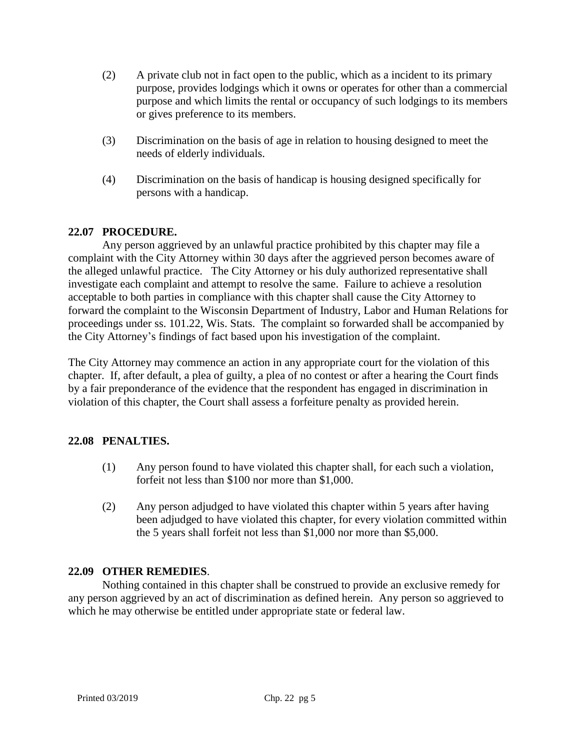(2) A private club not in fact open to the public, which as a incident to its primary purpose, provides lodgings which it owns or operates for other than a commercial purpose and which limits the rental or occupancy of such lodgings to its members or gives preference to its members.

(3) Discrimination on the basis of age in relation to housing designed to meet the needs of elderly individuals.

(4) Discrimination on the basis of handicap is housing designed specifically for persons with a handicap.

## 22.07 PROCEDURE.

Any person aggrieved by an unlawful practice prohibited by this chapter may file a complaint with the City Attorney within 30 days after the aggrieved person becomes aware of the alleged unlawful practice. The City Attorney or his duly authorized representative shall investigate each complaint and attempt to resolve the same. Failure to achieve a resolution acceptable to both parties in compliance with this chapter shall cause the City Attorney to forward the complaint to the Wisconsin Department of Industry, Labor and Human Relations for proceedings under ss. 101.22, Wis. Stats. The complaint so forwarded shall be accompanied by the City Attorney's findings of fact based upon his investigation of the complaint.

The City Attorney may commence an action in any appropriate court for the violation of this chapter. If, after default, a plea of guilty, a plea of no contest or after a hearing the Court finds by a fair preponderance of the evidence that the respondent has engaged in discrimination in violation of this chapter, the Court shall assess a forfeiture penalty as provided herein.

## 22.08 PENALTIES.

(1) Any person found to have violated this chapter shall, for each such a violation, forfeit not less than $100 nor more than $1,000.

(2) Any person adjudged to have violated this chapter within 5 years after having been adjudged to have violated this chapter, for every violation committed within the 5 years shall forfeit not less than $1,000 nor more than $5,000.

## 22.09 OTHER REMEDIES.

Nothing contained in this chapter shall be construed to provide an exclusive remedy for any person aggrieved by an act of discrimination as defined herein. Any person so aggrieved to which he may otherwise be entitled under appropriate state or federal law.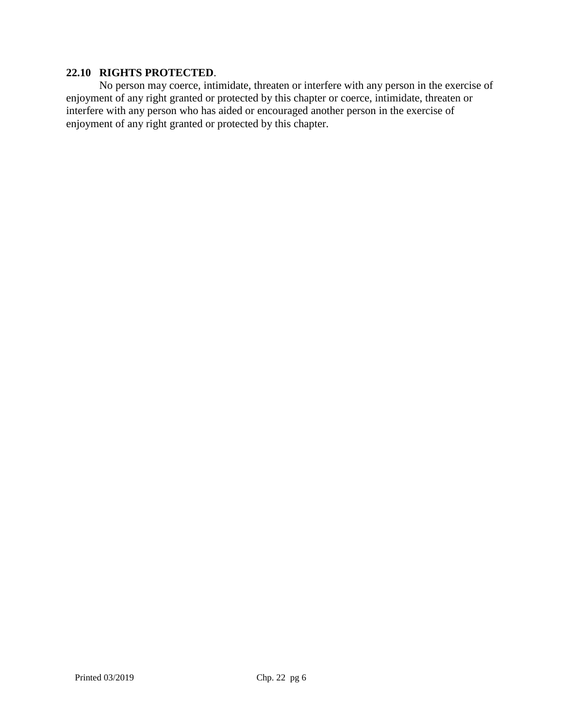**22.10 RIGHTS PROTECTED**.

No person may coerce, intimidate, threaten or interfere with any person in the exercise of enjoyment of any right granted or protected by this chapter or coerce, intimidate, threaten or interfere with any person who has aided or encouraged another person in the exercise of enjoyment of any right granted or protected by this chapter.